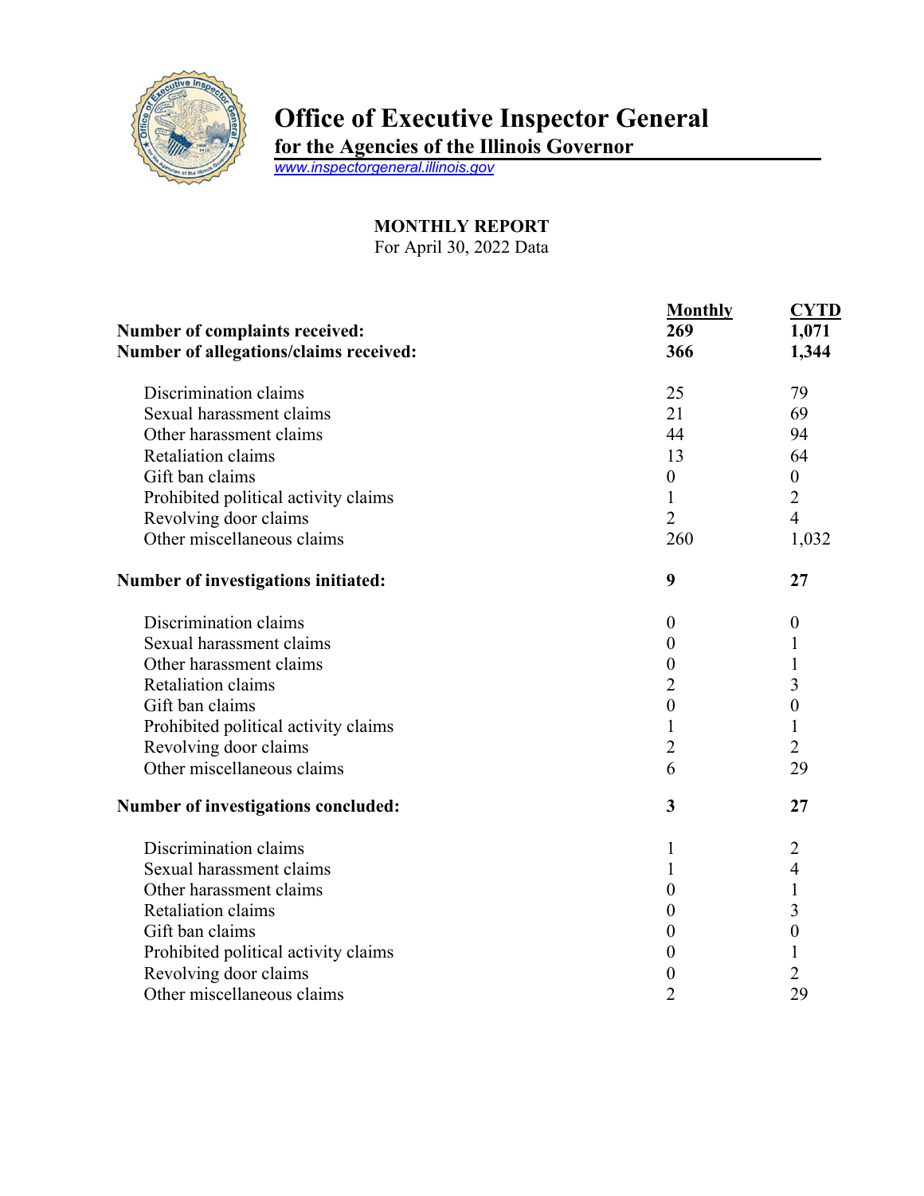# Office of Executive Inspector General

**for the Agencies of the Illinois Governor**

www.inspectorgeneral.illinois.gov

**MONTHLY REPORT**

For April 30, 2022 Data

| | Monthly | CYTD |
|---|---|---|
| **Number of complaints received:** | **269** | **1,071** |
| **Number of allegations/claims received:** | **366** | **1,344** |
| Discrimination claims | 25 | 79 |
| Sexual harassment claims | 21 | 69 |
| Other harassment claims | 44 | 94 |
| Retaliation claims | 13 | 64 |
| Gift ban claims | 0 | 0 |
| Prohibited political activity claims | 1 | 2 |
| Revolving door claims | 2 | 4 |
| Other miscellaneous claims | 260 | 1,032 |
| **Number of investigations initiated:** | **9** | **27** |
| Discrimination claims | 0 | 0 |
| Sexual harassment claims | 0 | 1 |
| Other harassment claims | 0 | 1 |
| Retaliation claims | 2 | 3 |
| Gift ban claims | 0 | 0 |
| Prohibited political activity claims | 1 | 1 |
| Revolving door claims | 2 | 2 |
| Other miscellaneous claims | 6 | 29 |
| **Number of investigations concluded:** | **3** | **27** |
| Discrimination claims | 1 | 2 |
| Sexual harassment claims | 1 | 4 |
| Other harassment claims | 0 | 1 |
| Retaliation claims | 0 | 3 |
| Gift ban claims | 0 | 0 |
| Prohibited political activity claims | 0 | 1 |
| Revolving door claims | 0 | 2 |
| Other miscellaneous claims | 2 | 29 |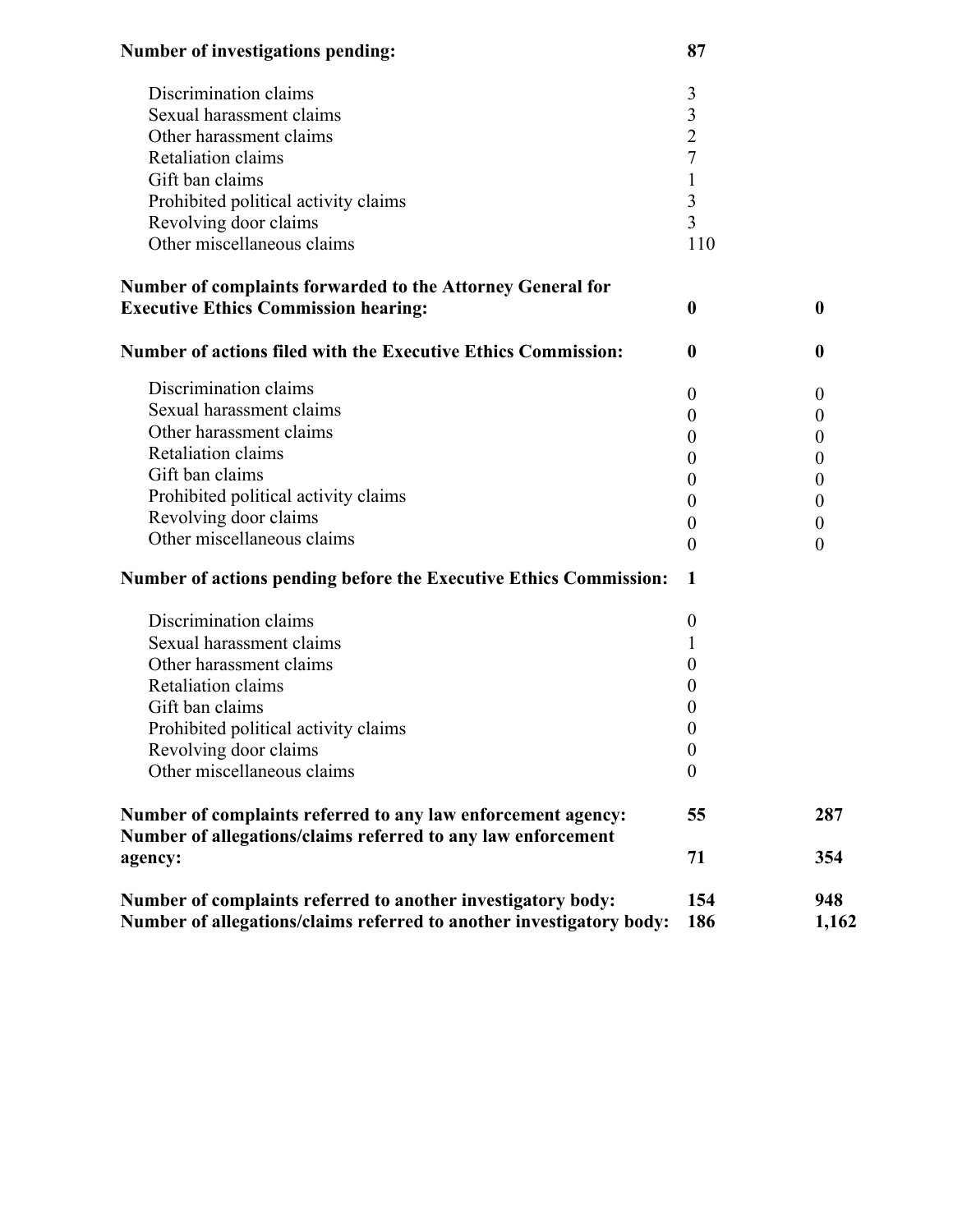| | | |
|---|---|---|
| **Number of investigations pending:** | **87** | |
| Discrimination claims | 3 | |
| Sexual harassment claims | 3 | |
| Other harassment claims | 2 | |
| Retaliation claims | 7 | |
| Gift ban claims | 1 | |
| Prohibited political activity claims | 3 | |
| Revolving door claims | 3 | |
| Other miscellaneous claims | 110 | |
| **Number of complaints forwarded to the Attorney General for Executive Ethics Commission hearing:** | **0** | **0** |
| **Number of actions filed with the Executive Ethics Commission:** | **0** | **0** |
| Discrimination claims | 0 | 0 |
| Sexual harassment claims | 0 | 0 |
| Other harassment claims | 0 | 0 |
| Retaliation claims | 0 | 0 |
| Gift ban claims | 0 | 0 |
| Prohibited political activity claims | 0 | 0 |
| Revolving door claims | 0 | 0 |
| Other miscellaneous claims | 0 | 0 |
| **Number of actions pending before the Executive Ethics Commission:** | **1** | |
| Discrimination claims | 0 | |
| Sexual harassment claims | 1 | |
| Other harassment claims | 0 | |
| Retaliation claims | 0 | |
| Gift ban claims | 0 | |
| Prohibited political activity claims | 0 | |
| Revolving door claims | 0 | |
| Other miscellaneous claims | 0 | |
| **Number of complaints referred to any law enforcement agency:** | **55** | **287** |
| **Number of allegations/claims referred to any law enforcement agency:** | **71** | **354** |
| **Number of complaints referred to another investigatory body:** | **154** | **948** |
| **Number of allegations/claims referred to another investigatory body:** | **186** | **1,162** |